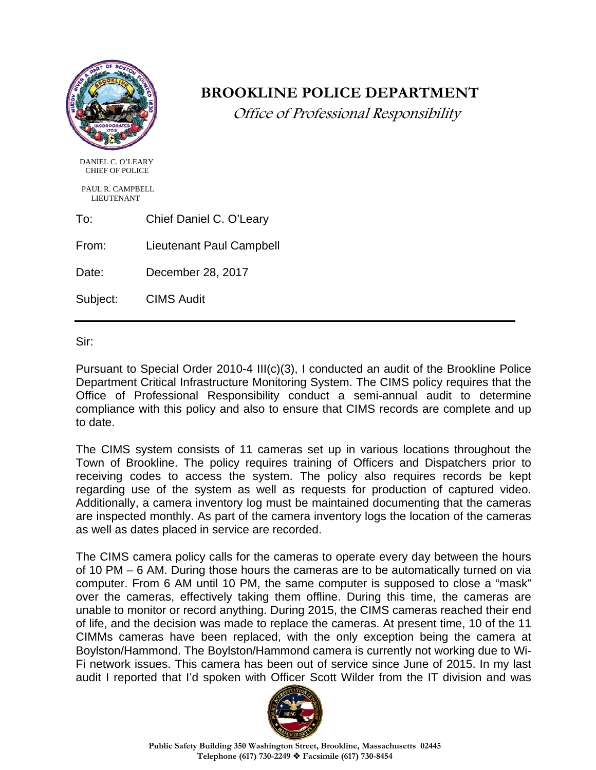# BROOKLINE POLICE DEPARTMENT

*Office of Professional Responsibility*

DANIEL C. O'LEARY
CHIEF OF POLICE

PAUL R. CAMPBELL
LIEUTENANT

To: Chief Daniel C. O'Leary

From: Lieutenant Paul Campbell

Date: December 28, 2017

Subject: CIMS Audit

---

Sir:

Pursuant to Special Order 2010-4 III(c)(3), I conducted an audit of the Brookline Police Department Critical Infrastructure Monitoring System. The CIMS policy requires that the Office of Professional Responsibility conduct a semi-annual audit to determine compliance with this policy and also to ensure that CIMS records are complete and up to date.

The CIMS system consists of 11 cameras set up in various locations throughout the Town of Brookline. The policy requires training of Officers and Dispatchers prior to receiving codes to access the system. The policy also requires records be kept regarding use of the system as well as requests for production of captured video. Additionally, a camera inventory log must be maintained documenting that the cameras are inspected monthly. As part of the camera inventory logs the location of the cameras as well as dates placed in service are recorded.

The CIMS camera policy calls for the cameras to operate every day between the hours of 10 PM – 6 AM. During those hours the cameras are to be automatically turned on via computer. From 6 AM until 10 PM, the same computer is supposed to close a "mask" over the cameras, effectively taking them offline. During this time, the cameras are unable to monitor or record anything. During 2015, the CIMS cameras reached their end of life, and the decision was made to replace the cameras. At present time, 10 of the 11 CIMMs cameras have been replaced, with the only exception being the camera at Boylston/Hammond. The Boylston/Hammond camera is currently not working due to Wi-Fi network issues. This camera has been out of service since June of 2015. In my last audit I reported that I'd spoken with Officer Scott Wilder from the IT division and was

Public Safety Building 350 Washington Street, Brookline, Massachusetts 02445
Telephone (617) 730-2249 ❖ Facsimile (617) 730-8454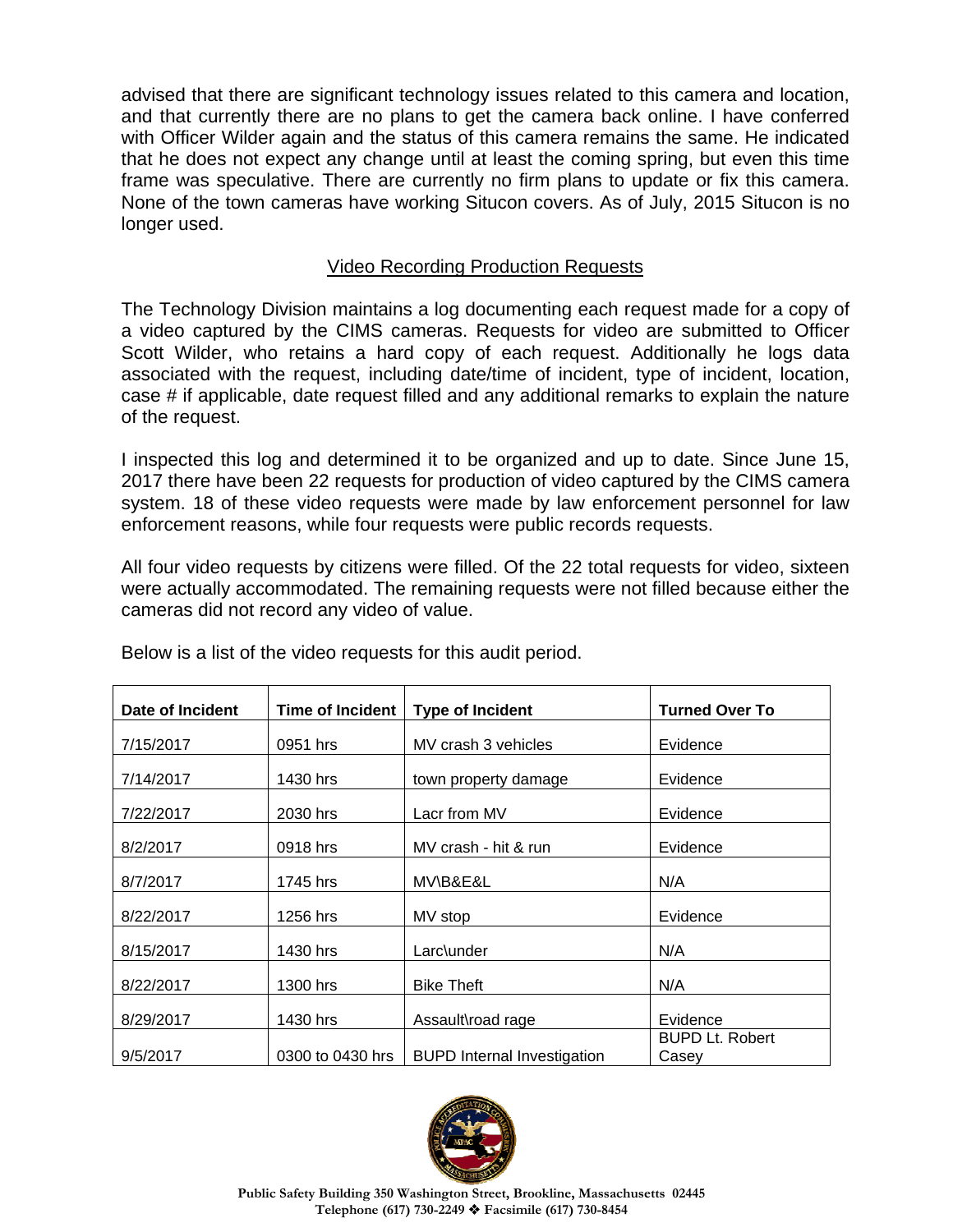advised that there are significant technology issues related to this camera and location, and that currently there are no plans to get the camera back online. I have conferred with Officer Wilder again and the status of this camera remains the same. He indicated that he does not expect any change until at least the coming spring, but even this time frame was speculative. There are currently no firm plans to update or fix this camera. None of the town cameras have working Situcon covers. As of July, 2015 Situcon is no longer used.

## Video Recording Production Requests

The Technology Division maintains a log documenting each request made for a copy of a video captured by the CIMS cameras. Requests for video are submitted to Officer Scott Wilder, who retains a hard copy of each request. Additionally he logs data associated with the request, including date/time of incident, type of incident, location, case # if applicable, date request filled and any additional remarks to explain the nature of the request.

I inspected this log and determined it to be organized and up to date. Since June 15, 2017 there have been 22 requests for production of video captured by the CIMS camera system. 18 of these video requests were made by law enforcement personnel for law enforcement reasons, while four requests were public records requests.

All four video requests by citizens were filled. Of the 22 total requests for video, sixteen were actually accommodated. The remaining requests were not filled because either the cameras did not record any video of value.

Below is a list of the video requests for this audit period.

| Date of Incident | Time of Incident | Type of Incident | Turned Over To |
|---|---|---|---|
| 7/15/2017 | 0951 hrs | MV crash 3 vehicles | Evidence |
| 7/14/2017 | 1430 hrs | town property damage | Evidence |
| 7/22/2017 | 2030 hrs | Lacr from MV | Evidence |
| 8/2/2017 | 0918 hrs | MV crash - hit & run | Evidence |
| 8/7/2017 | 1745 hrs | MV\B&E&L | N/A |
| 8/22/2017 | 1256 hrs | MV stop | Evidence |
| 8/15/2017 | 1430 hrs | Larc\under | N/A |
| 8/22/2017 | 1300 hrs | Bike Theft | N/A |
| 8/29/2017 | 1430 hrs | Assault\road rage | Evidence |
| 9/5/2017 | 0300 to 0430 hrs | BUPD Internal Investigation | BUPD Lt. Robert Casey |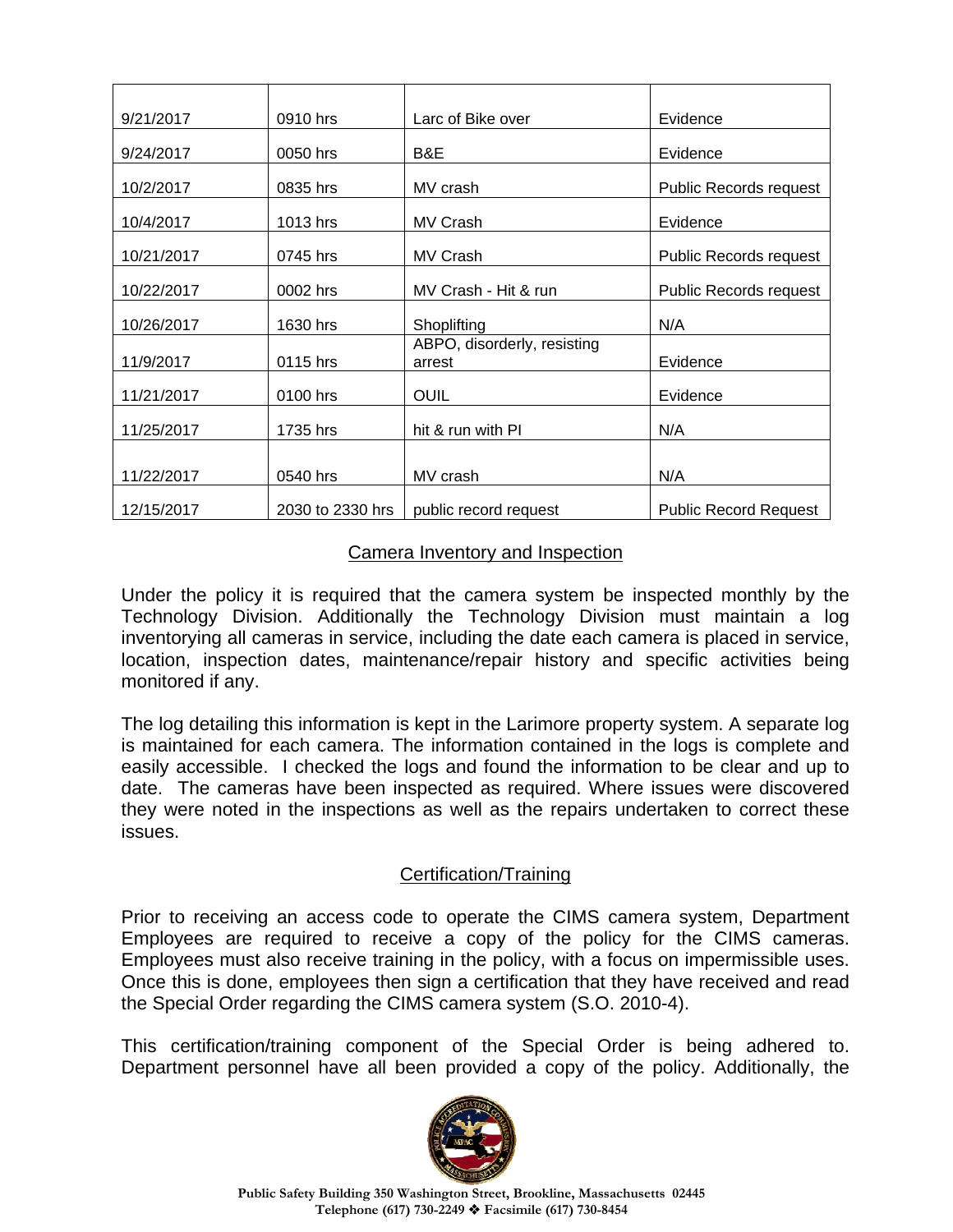| | | | |
|---|---|---|---|
| 9/21/2017 | 0910 hrs | Larc of Bike over | Evidence |
| 9/24/2017 | 0050 hrs | B&E | Evidence |
| 10/2/2017 | 0835 hrs | MV crash | Public Records request |
| 10/4/2017 | 1013 hrs | MV Crash | Evidence |
| 10/21/2017 | 0745 hrs | MV Crash | Public Records request |
| 10/22/2017 | 0002 hrs | MV Crash - Hit & run | Public Records request |
| 10/26/2017 | 1630 hrs | Shoplifting | N/A |
| 11/9/2017 | 0115 hrs | ABPO, disorderly, resisting arrest | Evidence |
| 11/21/2017 | 0100 hrs | OUIL | Evidence |
| 11/25/2017 | 1735 hrs | hit & run with PI | N/A |
| 11/22/2017 | 0540 hrs | MV crash | N/A |
| 12/15/2017 | 2030 to 2330 hrs | public record request | Public Record Request |

## Camera Inventory and Inspection

Under the policy it is required that the camera system be inspected monthly by the Technology Division. Additionally the Technology Division must maintain a log inventorying all cameras in service, including the date each camera is placed in service, location, inspection dates, maintenance/repair history and specific activities being monitored if any.

The log detailing this information is kept in the Larimore property system. A separate log is maintained for each camera. The information contained in the logs is complete and easily accessible. I checked the logs and found the information to be clear and up to date. The cameras have been inspected as required. Where issues were discovered they were noted in the inspections as well as the repairs undertaken to correct these issues.

## Certification/Training

Prior to receiving an access code to operate the CIMS camera system, Department Employees are required to receive a copy of the policy for the CIMS cameras. Employees must also receive training in the policy, with a focus on impermissible uses. Once this is done, employees then sign a certification that they have received and read the Special Order regarding the CIMS camera system (S.O. 2010-4).

This certification/training component of the Special Order is being adhered to. Department personnel have all been provided a copy of the policy. Additionally, the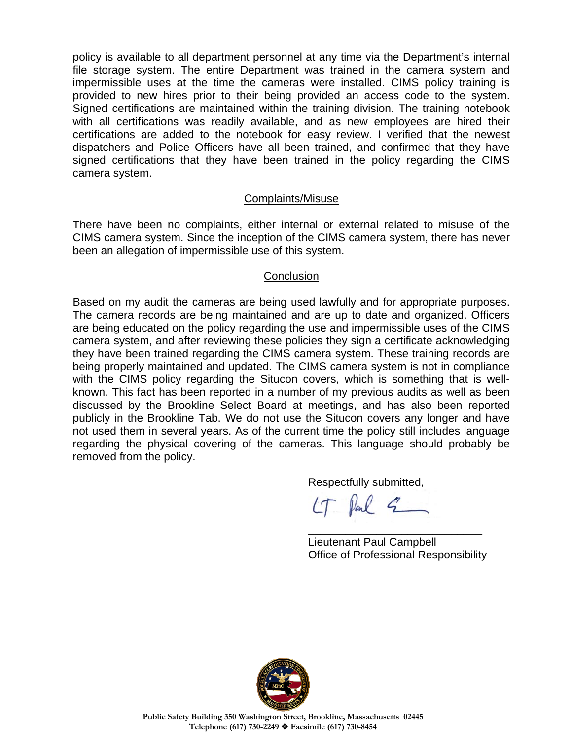policy is available to all department personnel at any time via the Department's internal file storage system. The entire Department was trained in the camera system and impermissible uses at the time the cameras were installed. CIMS policy training is provided to new hires prior to their being provided an access code to the system. Signed certifications are maintained within the training division. The training notebook with all certifications was readily available, and as new employees are hired their certifications are added to the notebook for easy review. I verified that the newest dispatchers and Police Officers have all been trained, and confirmed that they have signed certifications that they have been trained in the policy regarding the CIMS camera system.

## Complaints/Misuse

There have been no complaints, either internal or external related to misuse of the CIMS camera system. Since the inception of the CIMS camera system, there has never been an allegation of impermissible use of this system.

## Conclusion

Based on my audit the cameras are being used lawfully and for appropriate purposes. The camera records are being maintained and are up to date and organized. Officers are being educated on the policy regarding the use and impermissible uses of the CIMS camera system, and after reviewing these policies they sign a certificate acknowledging they have been trained regarding the CIMS camera system. These training records are being properly maintained and updated. The CIMS camera system is not in compliance with the CIMS policy regarding the Situcon covers, which is something that is well-known. This fact has been reported in a number of my previous audits as well as been discussed by the Brookline Select Board at meetings, and has also been reported publicly in the Brookline Tab. We do not use the Situcon covers any longer and have not used them in several years. As of the current time the policy still includes language regarding the physical covering of the cameras. This language should probably be removed from the policy.

Respectfully submitted,

LT Paul C

\_\_\_\_\_\_\_\_\_\_\_\_\_\_\_\_\_\_\_\_\_\_\_\_\_\_\_\_

Lieutenant Paul Campbell
Office of Professional Responsibility

**Public Safety Building 350 Washington Street, Brookline, Massachusetts 02445**
**Telephone (617) 730-2249 ❖ Facsimile (617) 730-8454**